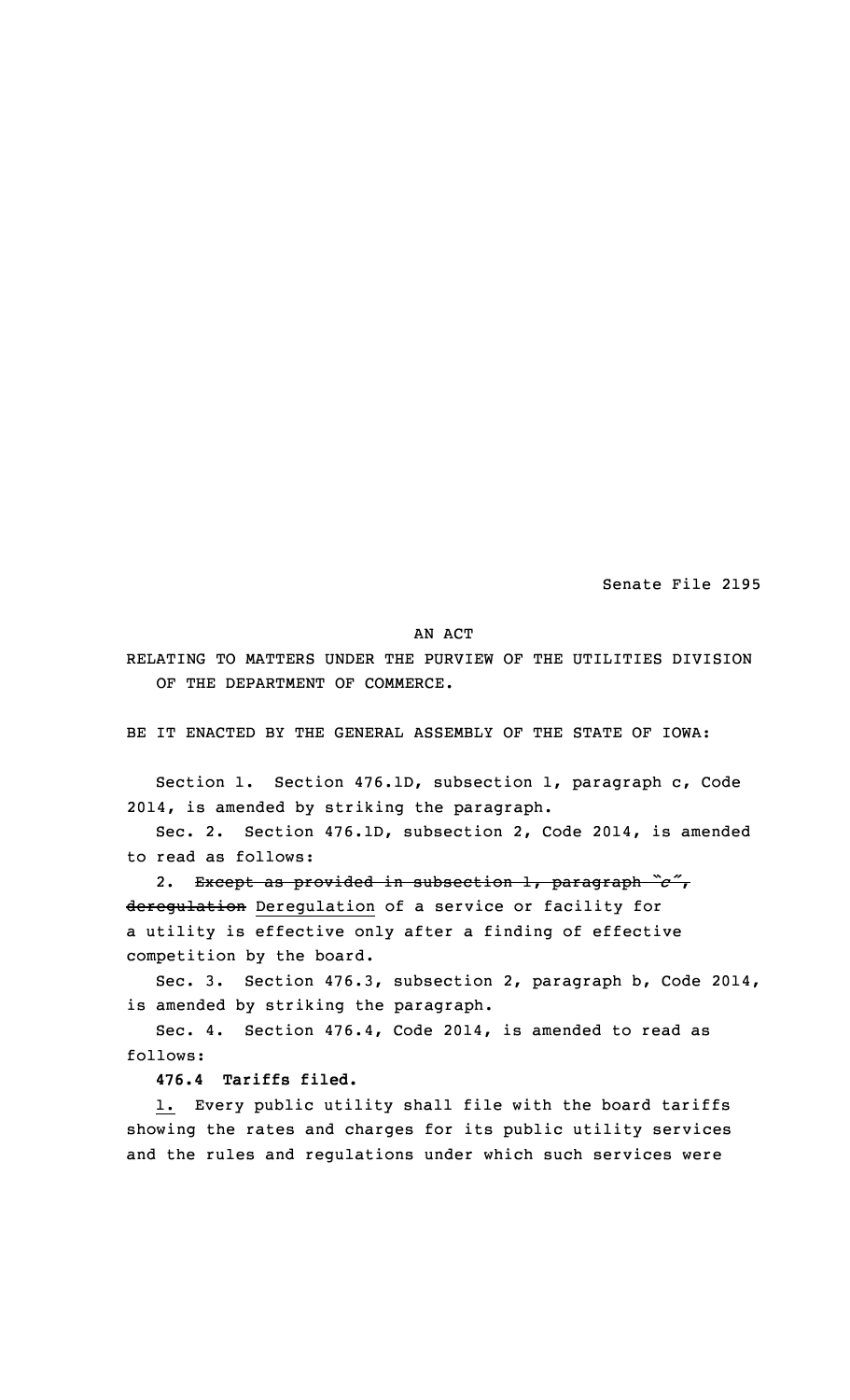Senate File 2195

AN ACT

RELATING TO MATTERS UNDER THE PURVIEW OF THE UTILITIES DIVISION OF THE DEPARTMENT OF COMMERCE.

BE IT ENACTED BY THE GENERAL ASSEMBLY OF THE STATE OF IOWA:

Section 1. Section 476.1D, subsection 1, paragraph c, Code 2014, is amended by striking the paragraph.

Sec. 2. Section 476.1D, subsection 2, Code 2014, is amended to read as follows:

2. ~~Except as provided in subsection 1, paragraph "c", deregulation~~ Deregulation of a service or facility for a utility is effective only after a finding of effective competition by the board.

Sec. 3. Section 476.3, subsection 2, paragraph b, Code 2014, is amended by striking the paragraph.

Sec. 4. Section 476.4, Code 2014, is amended to read as follows:

**476.4 Tariffs filed.**

1. Every public utility shall file with the board tariffs showing the rates and charges for its public utility services and the rules and regulations under which such services were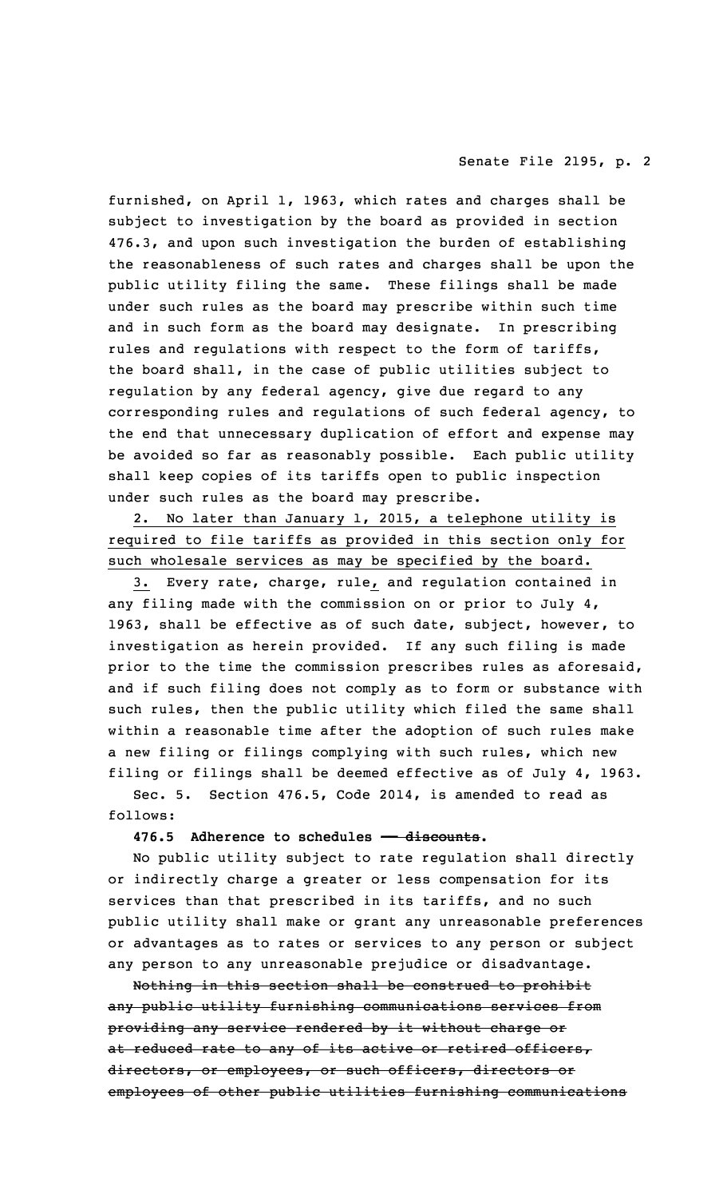furnished, on April 1, 1963, which rates and charges shall be subject to investigation by the board as provided in section 476.3, and upon such investigation the burden of establishing the reasonableness of such rates and charges shall be upon the public utility filing the same. These filings shall be made under such rules as the board may prescribe within such time and in such form as the board may designate. In prescribing rules and regulations with respect to the form of tariffs, the board shall, in the case of public utilities subject to regulation by any federal agency, give due regard to any corresponding rules and regulations of such federal agency, to the end that unnecessary duplication of effort and expense may be avoided so far as reasonably possible. Each public utility shall keep copies of its tariffs open to public inspection under such rules as the board may prescribe.

<u>2. No later than January 1, 2015, a telephone utility is required to file tariffs as provided in this section only for such wholesale services as may be specified by the board.</u>

<u>3.</u> Every rate, charge, rule<u>,</u> and regulation contained in any filing made with the commission on or prior to July 4, 1963, shall be effective as of such date, subject, however, to investigation as herein provided. If any such filing is made prior to the time the commission prescribes rules as aforesaid, and if such filing does not comply as to form or substance with such rules, then the public utility which filed the same shall within a reasonable time after the adoption of such rules make a new filing or filings complying with such rules, which new filing or filings shall be deemed effective as of July 4, 1963.

Sec. 5. Section 476.5, Code 2014, is amended to read as follows:

**476.5 Adherence to schedules ~~— discounts~~.**

No public utility subject to rate regulation shall directly or indirectly charge a greater or less compensation for its services than that prescribed in its tariffs, and no such public utility shall make or grant any unreasonable preferences or advantages as to rates or services to any person or subject any person to any unreasonable prejudice or disadvantage.

~~Nothing in this section shall be construed to prohibit any public utility furnishing communications services from providing any service rendered by it without charge or at reduced rate to any of its active or retired officers, directors, or employees, or such officers, directors or employees of other public utilities furnishing communications~~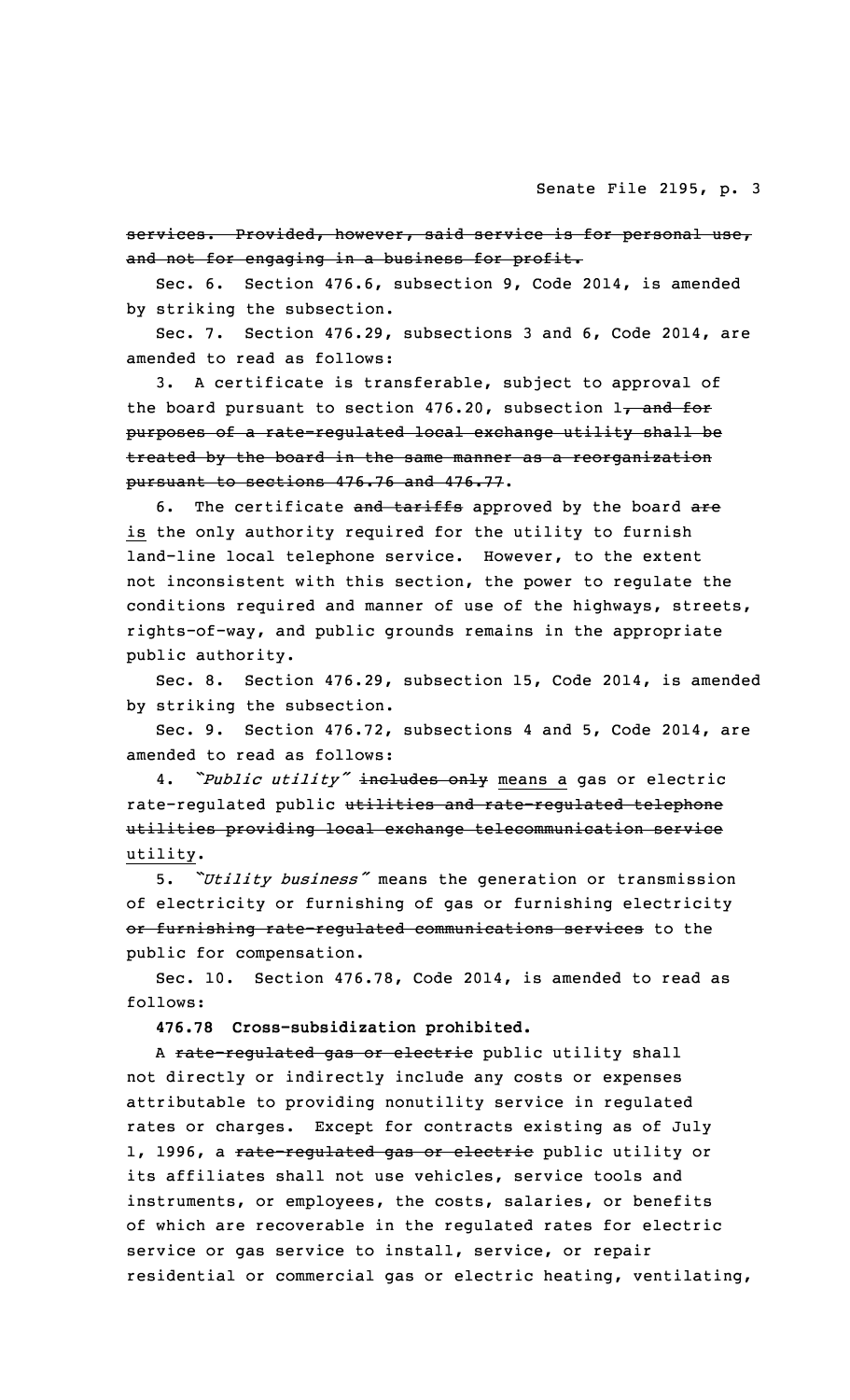~~services. Provided, however, said service is for personal use, and not for engaging in a business for profit.~~

Sec. 6. Section 476.6, subsection 9, Code 2014, is amended by striking the subsection.

Sec. 7. Section 476.29, subsections 3 and 6, Code 2014, are amended to read as follows:

3. A certificate is transferable, subject to approval of the board pursuant to section 476.20, subsection 1~~, and for purposes of a rate-regulated local exchange utility shall be treated by the board in the same manner as a reorganization pursuant to sections 476.76 and 476.77~~.

6. The certificate ~~and tariffs~~ approved by the board ~~are~~ is the only authority required for the utility to furnish land-line local telephone service. However, to the extent not inconsistent with this section, the power to regulate the conditions required and manner of use of the highways, streets, rights-of-way, and public grounds remains in the appropriate public authority.

Sec. 8. Section 476.29, subsection 15, Code 2014, is amended by striking the subsection.

Sec. 9. Section 476.72, subsections 4 and 5, Code 2014, are amended to read as follows:

4. *"Public utility"* ~~includes only~~ means a gas or electric rate-regulated public ~~utilities and rate-regulated telephone utilities providing local exchange telecommunication service~~ utility.

5. *"Utility business"* means the generation or transmission of electricity or furnishing of gas or furnishing electricity ~~or furnishing rate-regulated communications services~~ to the public for compensation.

Sec. 10. Section 476.78, Code 2014, is amended to read as follows:

**476.78 Cross-subsidization prohibited.**

A ~~rate-regulated gas or electric~~ public utility shall not directly or indirectly include any costs or expenses attributable to providing nonutility service in regulated rates or charges. Except for contracts existing as of July 1, 1996, a ~~rate-regulated gas or electric~~ public utility or its affiliates shall not use vehicles, service tools and instruments, or employees, the costs, salaries, or benefits of which are recoverable in the regulated rates for electric service or gas service to install, service, or repair residential or commercial gas or electric heating, ventilating,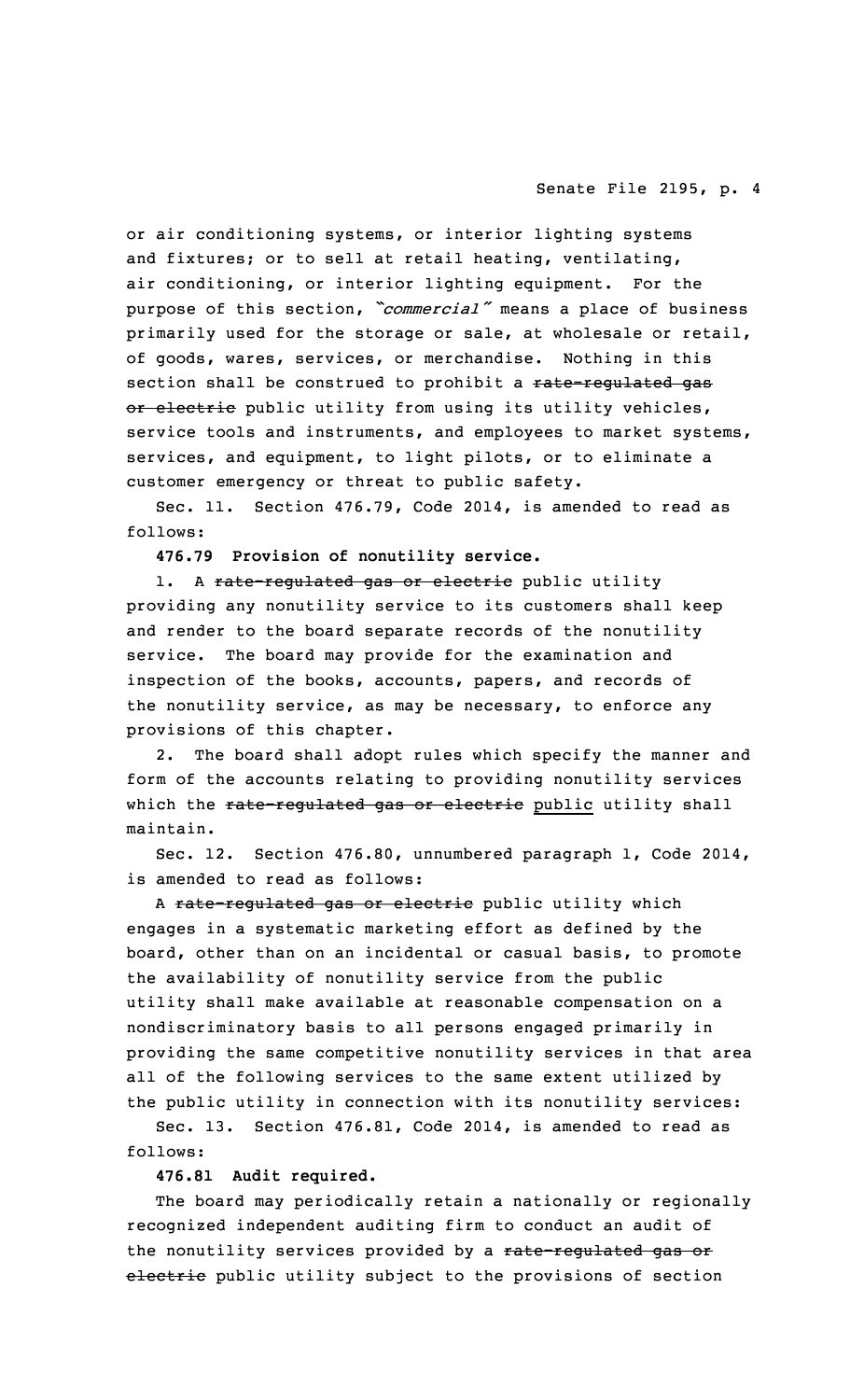or air conditioning systems, or interior lighting systems and fixtures; or to sell at retail heating, ventilating, air conditioning, or interior lighting equipment. For the purpose of this section, *"commercial"* means a place of business primarily used for the storage or sale, at wholesale or retail, of goods, wares, services, or merchandise. Nothing in this section shall be construed to prohibit a ~~rate-regulated gas or electric~~ public utility from using its utility vehicles, service tools and instruments, and employees to market systems, services, and equipment, to light pilots, or to eliminate a customer emergency or threat to public safety.

Sec. 11. Section 476.79, Code 2014, is amended to read as follows:

**476.79 Provision of nonutility service.**

1. A ~~rate-regulated gas or electric~~ public utility providing any nonutility service to its customers shall keep and render to the board separate records of the nonutility service. The board may provide for the examination and inspection of the books, accounts, papers, and records of the nonutility service, as may be necessary, to enforce any provisions of this chapter.

2. The board shall adopt rules which specify the manner and form of the accounts relating to providing nonutility services which the ~~rate-regulated gas or electric~~ public utility shall maintain.

Sec. 12. Section 476.80, unnumbered paragraph 1, Code 2014, is amended to read as follows:

A ~~rate-regulated gas or electric~~ public utility which engages in a systematic marketing effort as defined by the board, other than on an incidental or casual basis, to promote the availability of nonutility service from the public utility shall make available at reasonable compensation on a nondiscriminatory basis to all persons engaged primarily in providing the same competitive nonutility services in that area all of the following services to the same extent utilized by the public utility in connection with its nonutility services:

Sec. 13. Section 476.81, Code 2014, is amended to read as follows:

**476.81 Audit required.**

The board may periodically retain a nationally or regionally recognized independent auditing firm to conduct an audit of the nonutility services provided by a ~~rate-regulated gas or electric~~ public utility subject to the provisions of section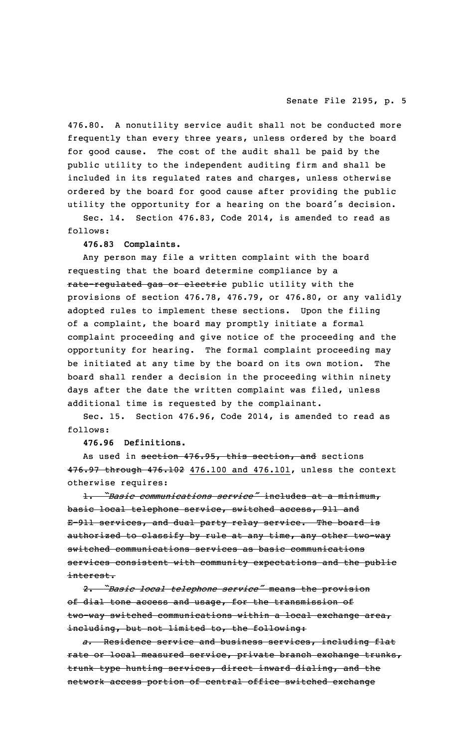476.80. A nonutility service audit shall not be conducted more frequently than every three years, unless ordered by the board for good cause. The cost of the audit shall be paid by the public utility to the independent auditing firm and shall be included in its regulated rates and charges, unless otherwise ordered by the board for good cause after providing the public utility the opportunity for a hearing on the board's decision.

Sec. 14. Section 476.83, Code 2014, is amended to read as follows:

**476.83 Complaints.**

Any person may file a written complaint with the board requesting that the board determine compliance by a ~~rate-regulated gas or electric~~ public utility with the provisions of section 476.78, 476.79, or 476.80, or any validly adopted rules to implement these sections. Upon the filing of a complaint, the board may promptly initiate a formal complaint proceeding and give notice of the proceeding and the opportunity for hearing. The formal complaint proceeding may be initiated at any time by the board on its own motion. The board shall render a decision in the proceeding within ninety days after the date the written complaint was filed, unless additional time is requested by the complainant.

Sec. 15. Section 476.96, Code 2014, is amended to read as follows:

**476.96 Definitions.**

As used in ~~section 476.95, this section, and~~ sections ~~476.97 through 476.102~~ 476.100 and 476.101, unless the context otherwise requires:

~~1. *"Basic communications service"* includes at a minimum, basic local telephone service, switched access, 911 and E-911 services, and dual party relay service. The board is authorized to classify by rule at any time, any other two-way switched communications services as basic communications services consistent with community expectations and the public interest.~~

~~2. *"Basic local telephone service"* means the provision of dial tone access and usage, for the transmission of two-way switched communications within a local exchange area, including, but not limited to, the following:~~

~~*a.* Residence service and business services, including flat rate or local measured service, private branch exchange trunks, trunk type hunting services, direct inward dialing, and the network access portion of central office switched exchange~~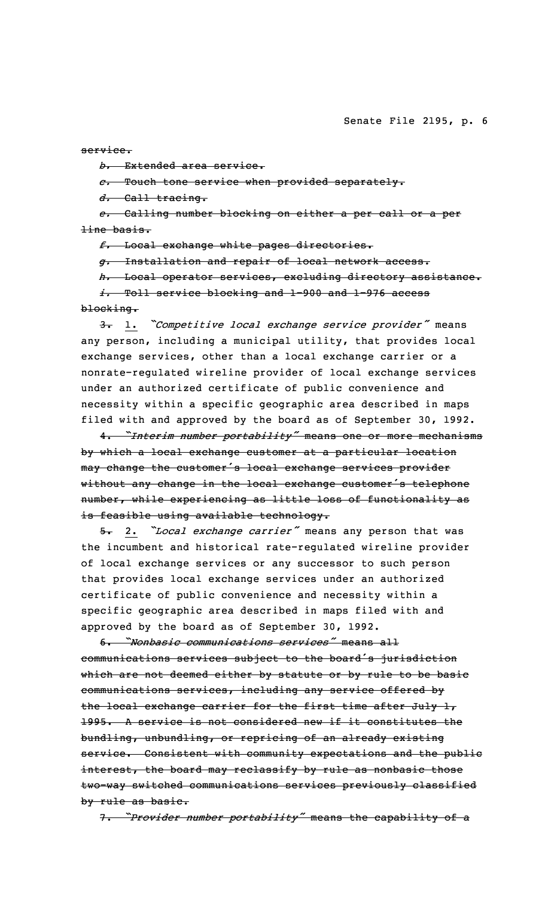~~service.~~

~~*b.* Extended area service.~~

~~*c.* Touch tone service when provided separately.~~

~~*d.* Call tracing.~~

~~*e.* Calling number blocking on either a per call or a per line basis.~~

~~*f.* Local exchange white pages directories.~~

~~*g.* Installation and repair of local network access.~~

~~*h.* Local operator services, excluding directory assistance.~~

~~*i.* Toll service blocking and 1-900 and 1-976 access blocking.~~

~~3.~~ 1. *"Competitive local exchange service provider"* means any person, including a municipal utility, that provides local exchange services, other than a local exchange carrier or a nonrate-regulated wireline provider of local exchange services under an authorized certificate of public convenience and necessity within a specific geographic area described in maps filed with and approved by the board as of September 30, 1992.

~~4. *"Interim number portability"* means one or more mechanisms by which a local exchange customer at a particular location may change the customer's local exchange services provider without any change in the local exchange customer's telephone number, while experiencing as little loss of functionality as is feasible using available technology.~~

~~5.~~ 2. *"Local exchange carrier"* means any person that was the incumbent and historical rate-regulated wireline provider of local exchange services or any successor to such person that provides local exchange services under an authorized certificate of public convenience and necessity within a specific geographic area described in maps filed with and approved by the board as of September 30, 1992.

~~6. *"Nonbasic communications services"* means all communications services subject to the board's jurisdiction which are not deemed either by statute or by rule to be basic communications services, including any service offered by the local exchange carrier for the first time after July 1, 1995. A service is not considered new if it constitutes the bundling, unbundling, or repricing of an already existing service. Consistent with community expectations and the public interest, the board may reclassify by rule as nonbasic those two-way switched communications services previously classified by rule as basic.~~

~~7. *"Provider number portability"* means the capability of a~~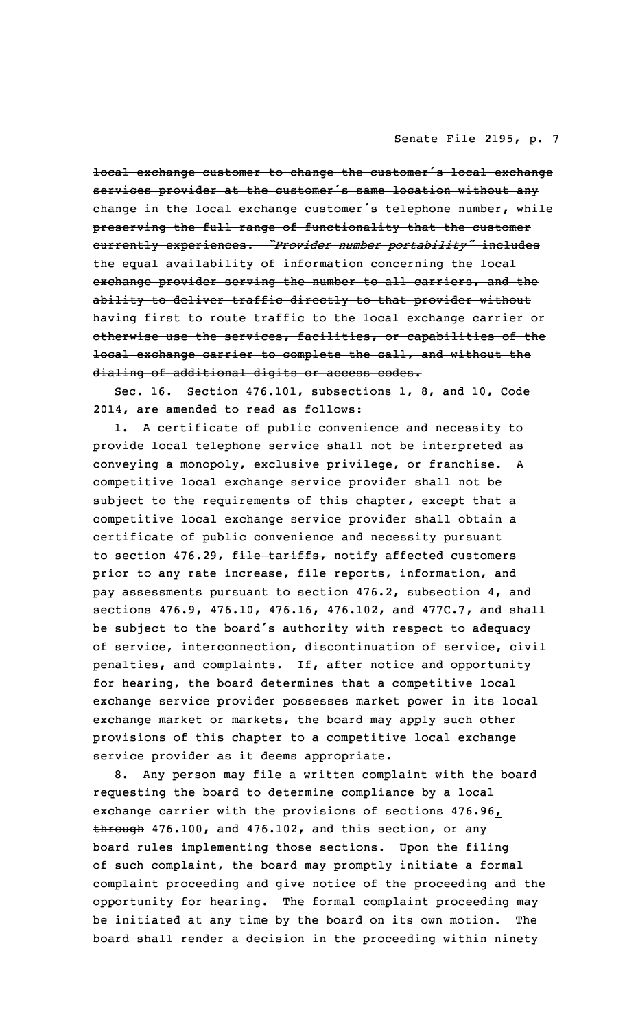~~local exchange customer to change the customer's local exchange services provider at the customer's same location without any change in the local exchange customer's telephone number, while preserving the full range of functionality that the customer currently experiences. *"Provider number portability"* includes the equal availability of information concerning the local exchange provider serving the number to all carriers, and the ability to deliver traffic directly to that provider without having first to route traffic to the local exchange carrier or otherwise use the services, facilities, or capabilities of the local exchange carrier to complete the call, and without the dialing of additional digits or access codes.~~

Sec. 16. Section 476.101, subsections 1, 8, and 10, Code 2014, are amended to read as follows:

1. A certificate of public convenience and necessity to provide local telephone service shall not be interpreted as conveying a monopoly, exclusive privilege, or franchise. A competitive local exchange service provider shall not be subject to the requirements of this chapter, except that a competitive local exchange service provider shall obtain a certificate of public convenience and necessity pursuant to section 476.29, ~~file tariffs,~~ notify affected customers prior to any rate increase, file reports, information, and pay assessments pursuant to section 476.2, subsection 4, and sections 476.9, 476.10, 476.16, 476.102, and 477C.7, and shall be subject to the board's authority with respect to adequacy of service, interconnection, discontinuation of service, civil penalties, and complaints. If, after notice and opportunity for hearing, the board determines that a competitive local exchange service provider possesses market power in its local exchange market or markets, the board may apply such other provisions of this chapter to a competitive local exchange service provider as it deems appropriate.

8. Any person may file a written complaint with the board requesting the board to determine compliance by a local exchange carrier with the provisions of sections 476.96<u>,</u> ~~through~~ 476.100, <u>and</u> 476.102, and this section, or any board rules implementing those sections. Upon the filing of such complaint, the board may promptly initiate a formal complaint proceeding and give notice of the proceeding and the opportunity for hearing. The formal complaint proceeding may be initiated at any time by the board on its own motion. The board shall render a decision in the proceeding within ninety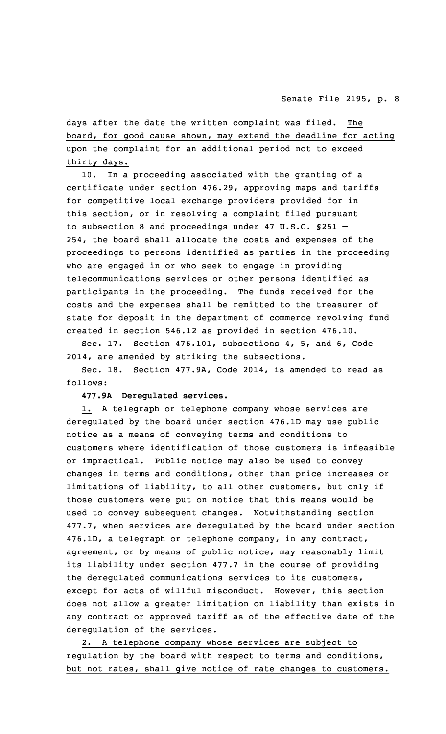days after the date the written complaint was filed. <u>The board, for good cause shown, may extend the deadline for acting upon the complaint for an additional period not to exceed thirty days.</u>

10. In a proceeding associated with the granting of a certificate under section 476.29, approving maps ~~and tariffs~~ for competitive local exchange providers provided for in this section, or in resolving a complaint filed pursuant to subsection 8 and proceedings under 47 U.S.C. §251 — 254, the board shall allocate the costs and expenses of the proceedings to persons identified as parties in the proceeding who are engaged in or who seek to engage in providing telecommunications services or other persons identified as participants in the proceeding. The funds received for the costs and the expenses shall be remitted to the treasurer of state for deposit in the department of commerce revolving fund created in section 546.12 as provided in section 476.10.

Sec. 17. Section 476.101, subsections 4, 5, and 6, Code 2014, are amended by striking the subsections.

Sec. 18. Section 477.9A, Code 2014, is amended to read as follows:

**477.9A Deregulated services.**

<u>1.</u> A telegraph or telephone company whose services are deregulated by the board under section 476.1D may use public notice as a means of conveying terms and conditions to customers where identification of those customers is infeasible or impractical. Public notice may also be used to convey changes in terms and conditions, other than price increases or limitations of liability, to all other customers, but only if those customers were put on notice that this means would be used to convey subsequent changes. Notwithstanding section 477.7, when services are deregulated by the board under section 476.1D, a telegraph or telephone company, in any contract, agreement, or by means of public notice, may reasonably limit its liability under section 477.7 in the course of providing the deregulated communications services to its customers, except for acts of willful misconduct. However, this section does not allow a greater limitation on liability than exists in any contract or approved tariff as of the effective date of the deregulation of the services.

<u>2. A telephone company whose services are subject to regulation by the board with respect to terms and conditions, but not rates, shall give notice of rate changes to customers.</u>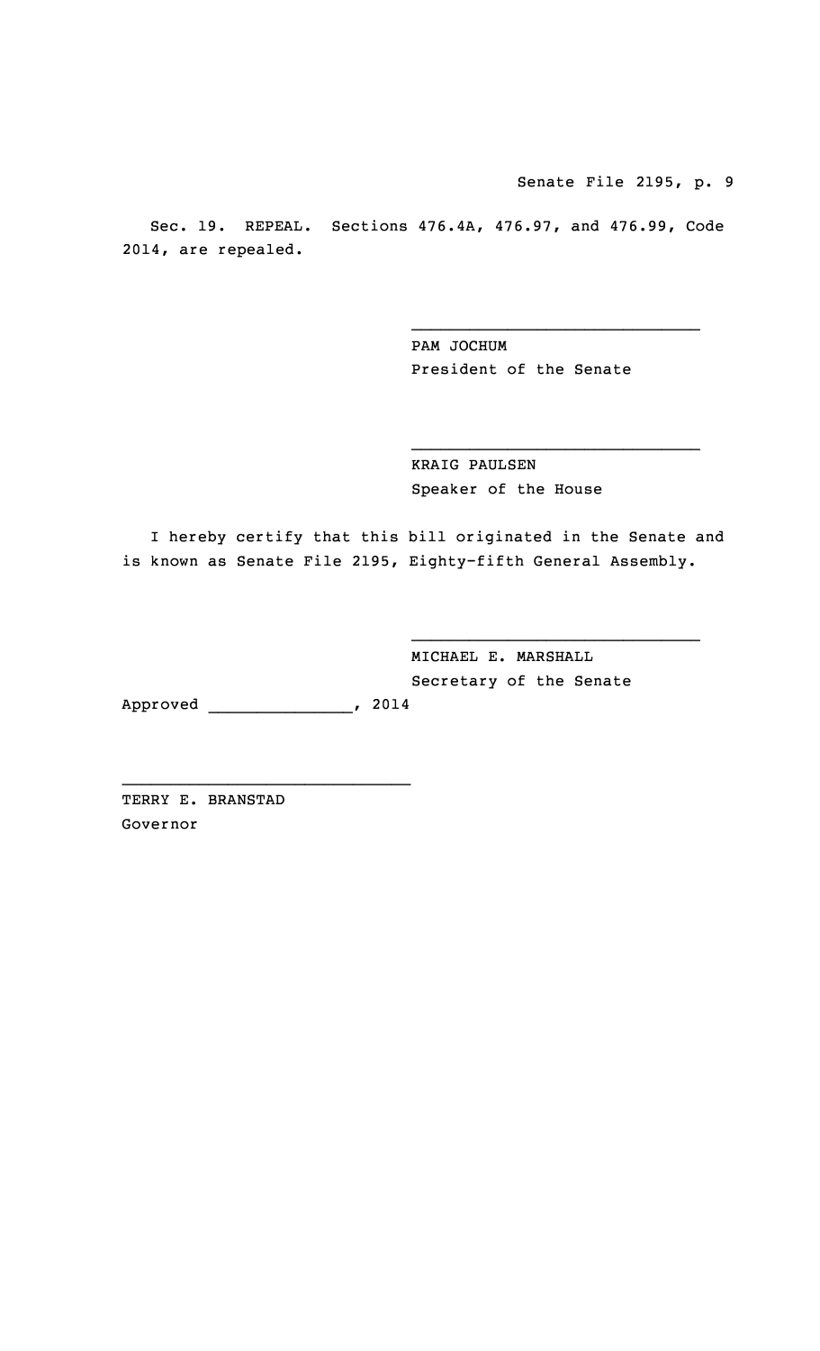Sec. 19. REPEAL. Sections 476.4A, 476.97, and 476.99, Code 2014, are repealed.

______________________________
PAM JOCHUM
President of the Senate

______________________________
KRAIG PAULSEN
Speaker of the House

I hereby certify that this bill originated in the Senate and is known as Senate File 2195, Eighty-fifth General Assembly.

______________________________
MICHAEL E. MARSHALL
Secretary of the Senate

Approved _______________, 2014

______________________________
TERRY E. BRANSTAD
Governor